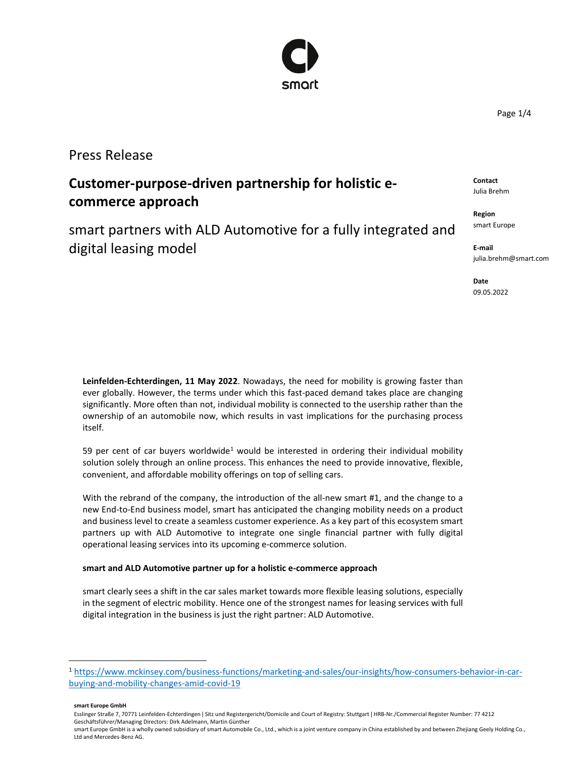# Press Release

## Customer-purpose-driven partnership for holistic e-commerce approach

smart partners with ALD Automotive for a fully integrated and digital leasing model

**Contact**
Julia Brehm

**Region**
smart Europe

**E-mail**
julia.brehm@smart.com

**Date**
09.05.2022

**Leinfelden-Echterdingen, 11 May 2022**. Nowadays, the need for mobility is growing faster than ever globally. However, the terms under which this fast-paced demand takes place are changing significantly. More often than not, individual mobility is connected to the usership rather than the ownership of an automobile now, which results in vast implications for the purchasing process itself.

59 per cent of car buyers worldwide[1] would be interested in ordering their individual mobility solution solely through an online process. This enhances the need to provide innovative, flexible, convenient, and affordable mobility offerings on top of selling cars.

With the rebrand of the company, the introduction of the all-new smart #1, and the change to a new End-to-End business model, smart has anticipated the changing mobility needs on a product and business level to create a seamless customer experience. As a key part of this ecosystem smart partners up with ALD Automotive to integrate one single financial partner with fully digital operational leasing services into its upcoming e-commerce solution.

**smart and ALD Automotive partner up for a holistic e-commerce approach**

smart clearly sees a shift in the car sales market towards more flexible leasing solutions, especially in the segment of electric mobility. Hence one of the strongest names for leasing services with full digital integration in the business is just the right partner: ALD Automotive.

[1] https://www.mckinsey.com/business-functions/marketing-and-sales/our-insights/how-consumers-behavior-in-car-buying-and-mobility-changes-amid-covid-19

**smart Europe GmbH**
Esslinger Straße 7, 70771 Leinfelden-Echterdingen | Sitz und Registergericht/Domicile and Court of Registry: Stuttgart | HRB-Nr./Commercial Register Number: 77 4212
Geschäftsführer/Managing Directors: Dirk Adelmann, Martin Günther
smart Europe GmbH is a wholly owned subsidiary of smart Automobile Co., Ltd., which is a joint venture company in China established by and between Zhejiang Geely Holding Co., Ltd and Mercedes-Benz AG.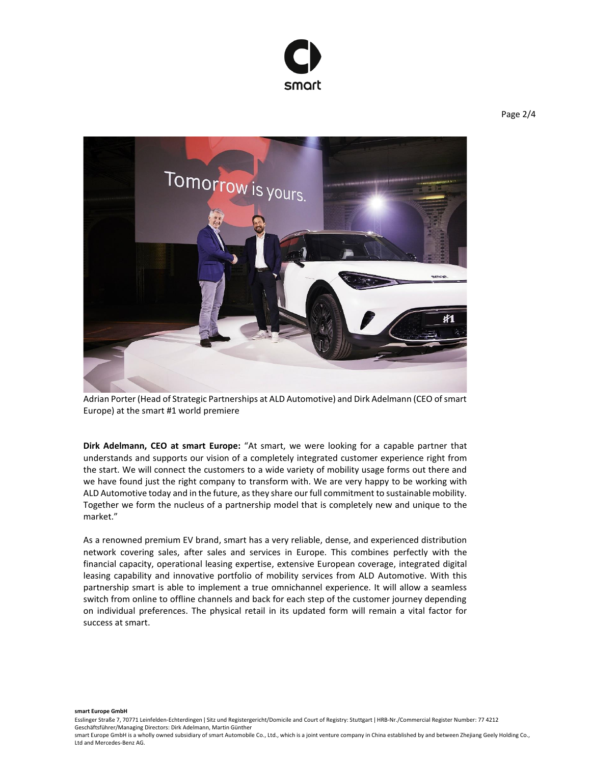Adrian Porter (Head of Strategic Partnerships at ALD Automotive) and Dirk Adelmann (CEO of smart Europe) at the smart #1 world premiere

**Dirk Adelmann, CEO at smart Europe:** "At smart, we were looking for a capable partner that understands and supports our vision of a completely integrated customer experience right from the start. We will connect the customers to a wide variety of mobility usage forms out there and we have found just the right company to transform with. We are very happy to be working with ALD Automotive today and in the future, as they share our full commitment to sustainable mobility. Together we form the nucleus of a partnership model that is completely new and unique to the market."

As a renowned premium EV brand, smart has a very reliable, dense, and experienced distribution network covering sales, after sales and services in Europe. This combines perfectly with the financial capacity, operational leasing expertise, extensive European coverage, integrated digital leasing capability and innovative portfolio of mobility services from ALD Automotive. With this partnership smart is able to implement a true omnichannel experience. It will allow a seamless switch from online to offline channels and back for each step of the customer journey depending on individual preferences. The physical retail in its updated form will remain a vital factor for success at smart.

**smart Europe GmbH**

Esslinger Straße 7, 70771 Leinfelden-Echterdingen | Sitz und Registergericht/Domicile and Court of Registry: Stuttgart | HRB-Nr./Commercial Register Number: 77 4212
Geschäftsführer/Managing Directors: Dirk Adelmann, Martin Günther
smart Europe GmbH is a wholly owned subsidiary of smart Automobile Co., Ltd., which is a joint venture company in China established by and between Zhejiang Geely Holding Co., Ltd and Mercedes-Benz AG.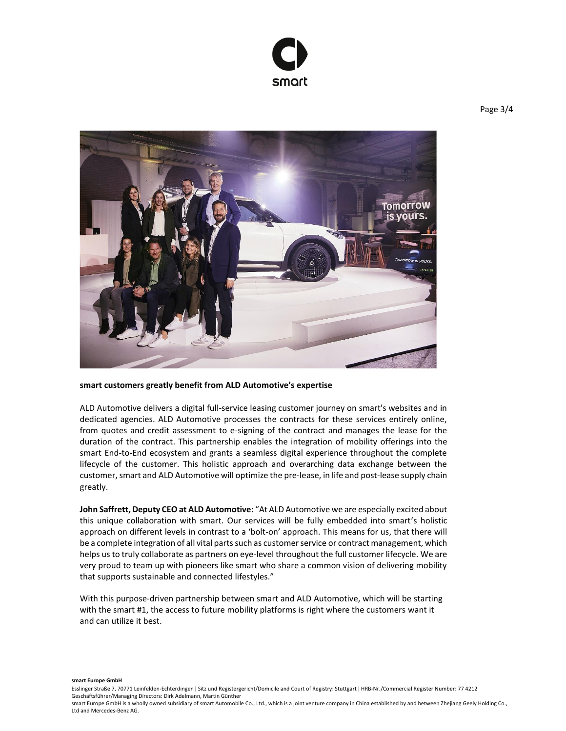**smart customers greatly benefit from ALD Automotive's expertise**

ALD Automotive delivers a digital full-service leasing customer journey on smart's websites and in dedicated agencies. ALD Automotive processes the contracts for these services entirely online, from quotes and credit assessment to e-signing of the contract and manages the lease for the duration of the contract. This partnership enables the integration of mobility offerings into the smart End-to-End ecosystem and grants a seamless digital experience throughout the complete lifecycle of the customer. This holistic approach and overarching data exchange between the customer, smart and ALD Automotive will optimize the pre-lease, in life and post-lease supply chain greatly.

**John Saffrett, Deputy CEO at ALD Automotive:** "At ALD Automotive we are especially excited about this unique collaboration with smart. Our services will be fully embedded into smart's holistic approach on different levels in contrast to a 'bolt-on' approach. This means for us, that there will be a complete integration of all vital parts such as customer service or contract management, which helps us to truly collaborate as partners on eye-level throughout the full customer lifecycle. We are very proud to team up with pioneers like smart who share a common vision of delivering mobility that supports sustainable and connected lifestyles."

With this purpose-driven partnership between smart and ALD Automotive, which will be starting with the smart #1, the access to future mobility platforms is right where the customers want it and can utilize it best.

**smart Europe GmbH**
Esslinger Straße 7, 70771 Leinfelden-Echterdingen | Sitz und Registergericht/Domicile and Court of Registry: Stuttgart | HRB-Nr./Commercial Register Number: 77 4212
Geschäftsführer/Managing Directors: Dirk Adelmann, Martin Günther
smart Europe GmbH is a wholly owned subsidiary of smart Automobile Co., Ltd., which is a joint venture company in China established by and between Zhejiang Geely Holding Co., Ltd and Mercedes-Benz AG.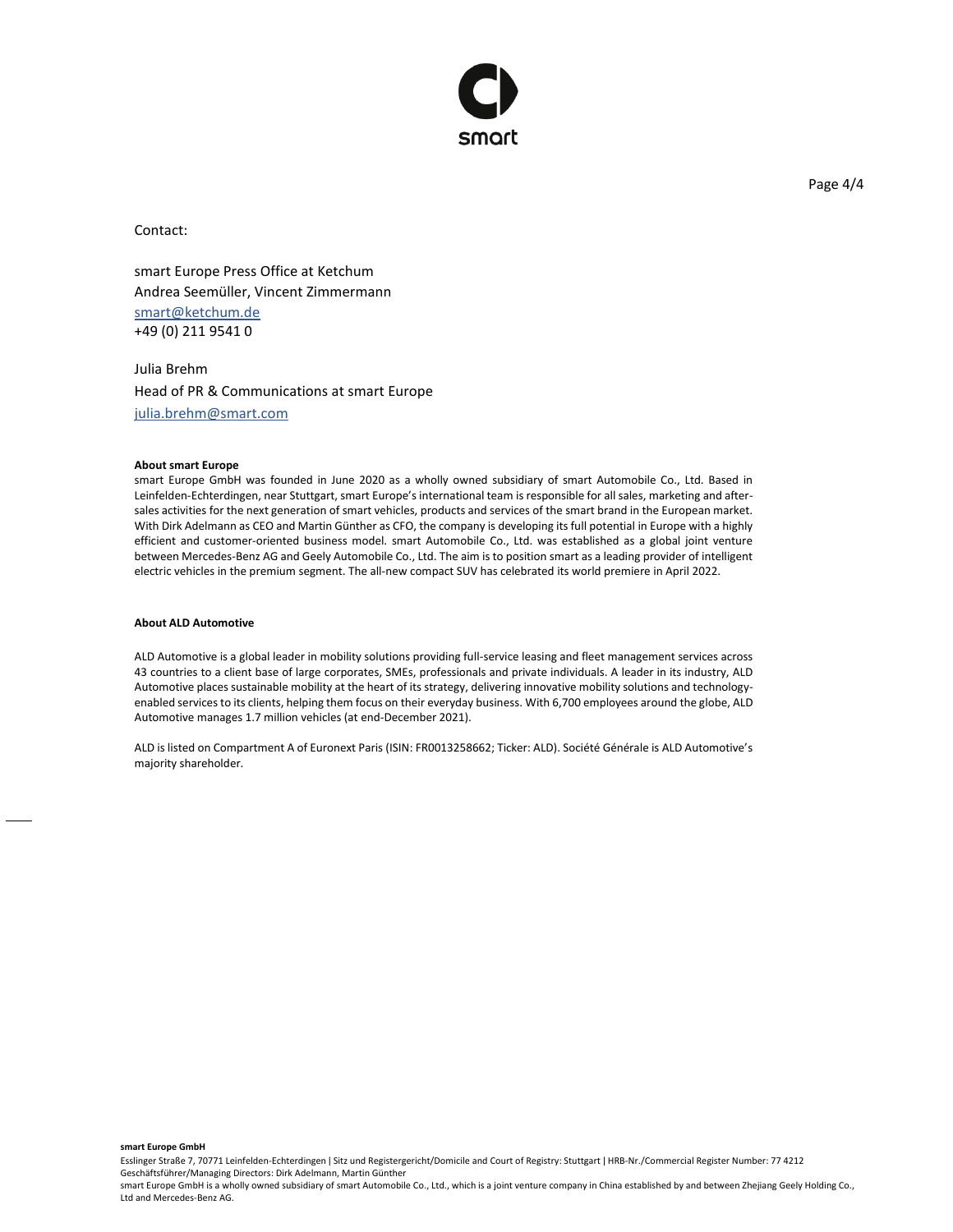Contact:

smart Europe Press Office at Ketchum
Andrea Seemüller, Vincent Zimmermann
smart@ketchum.de
+49 (0) 211 9541 0

Julia Brehm
Head of PR & Communications at smart Europe
julia.brehm@smart.com

**About smart Europe**

smart Europe GmbH was founded in June 2020 as a wholly owned subsidiary of smart Automobile Co., Ltd. Based in Leinfelden-Echterdingen, near Stuttgart, smart Europe's international team is responsible for all sales, marketing and after-sales activities for the next generation of smart vehicles, products and services of the smart brand in the European market. With Dirk Adelmann as CEO and Martin Günther as CFO, the company is developing its full potential in Europe with a highly efficient and customer-oriented business model. smart Automobile Co., Ltd. was established as a global joint venture between Mercedes-Benz AG and Geely Automobile Co., Ltd. The aim is to position smart as a leading provider of intelligent electric vehicles in the premium segment. The all-new compact SUV has celebrated its world premiere in April 2022.

**About ALD Automotive**

ALD Automotive is a global leader in mobility solutions providing full-service leasing and fleet management services across 43 countries to a client base of large corporates, SMEs, professionals and private individuals. A leader in its industry, ALD Automotive places sustainable mobility at the heart of its strategy, delivering innovative mobility solutions and technology-enabled services to its clients, helping them focus on their everyday business. With 6,700 employees around the globe, ALD Automotive manages 1.7 million vehicles (at end-December 2021).

ALD is listed on Compartment A of Euronext Paris (ISIN: FR0013258662; Ticker: ALD). Société Générale is ALD Automotive's majority shareholder.

**smart Europe GmbH**

Esslinger Straße 7, 70771 Leinfelden-Echterdingen | Sitz und Registergericht/Domicile and Court of Registry: Stuttgart | HRB-Nr./Commercial Register Number: 77 4212
Geschäftsführer/Managing Directors: Dirk Adelmann, Martin Günther
smart Europe GmbH is a wholly owned subsidiary of smart Automobile Co., Ltd., which is a joint venture company in China established by and between Zhejiang Geely Holding Co., Ltd and Mercedes-Benz AG.